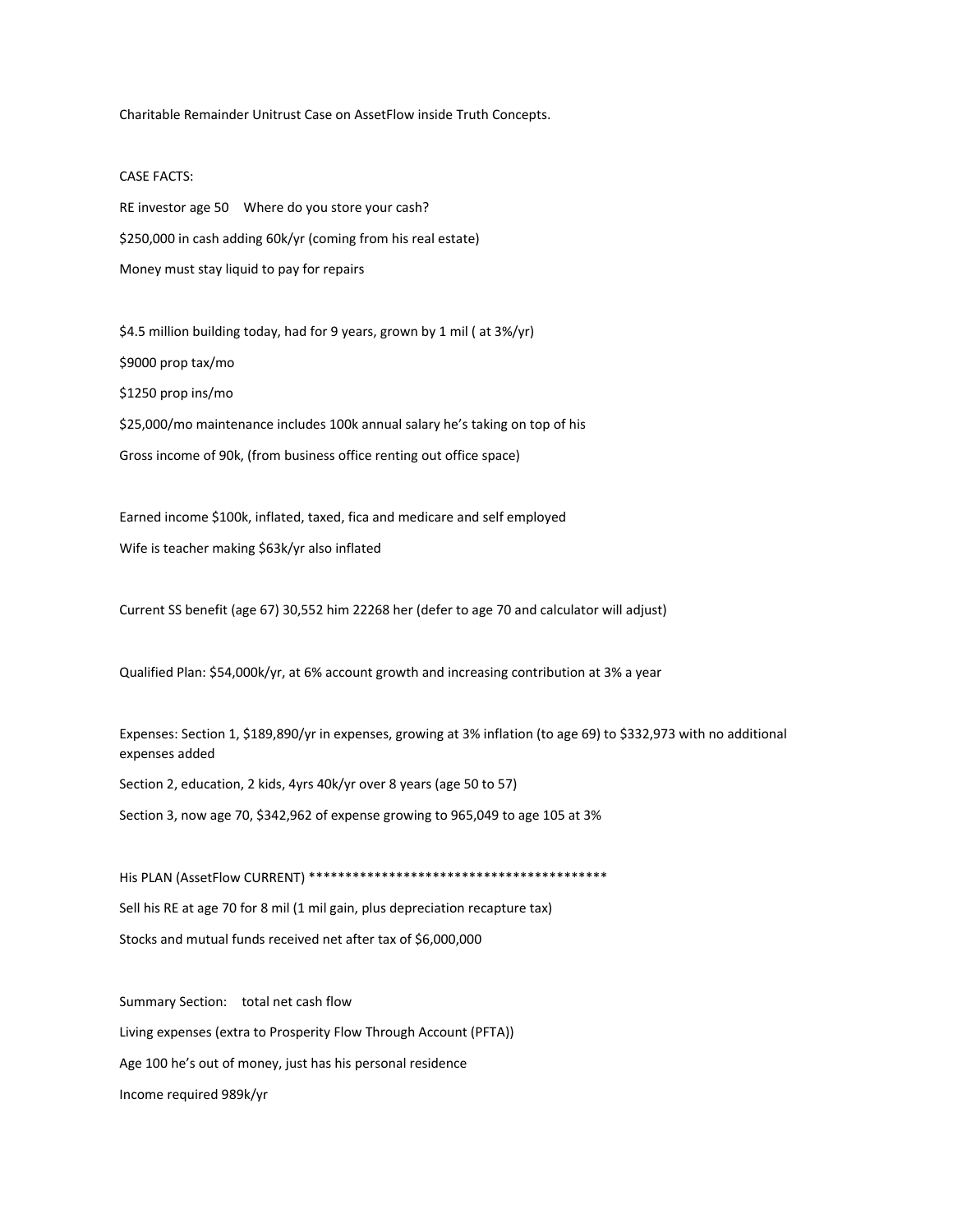Charitable Remainder Unitrust Case on AssetFlow inside Truth Concepts.

CASE FACTS:

RE investor age 50    Where do you store your cash?

$250,000 in cash adding 60k/yr (coming from his real estate)

Money must stay liquid to pay for repairs

$4.5 million building today, had for 9 years, grown by 1 mil ( at 3%/yr)

$9000 prop tax/mo

$1250 prop ins/mo

$25,000/mo maintenance includes 100k annual salary he's taking on top of his

Gross income of 90k, (from business office renting out office space)

Earned income $100k, inflated, taxed, fica and medicare and self employed

Wife is teacher making $63k/yr also inflated

Current SS benefit (age 67) 30,552 him 22268 her (defer to age 70 and calculator will adjust)

Qualified Plan: $54,000k/yr, at 6% account growth and increasing contribution at 3% a year

Expenses: Section 1, $189,890/yr in expenses, growing at 3% inflation (to age 69) to $332,973 with no additional expenses added

Section 2, education, 2 kids, 4yrs 40k/yr over 8 years (age 50 to 57)

Section 3, now age 70, $342,962 of expense growing to 965,049 to age 105 at 3%

His PLAN (AssetFlow CURRENT) ******************************************

Sell his RE at age 70 for 8 mil (1 mil gain, plus depreciation recapture tax)

Stocks and mutual funds received net after tax of $6,000,000

Summary Section:    total net cash flow

Living expenses (extra to Prosperity Flow Through Account (PFTA))

Age 100 he's out of money, just has his personal residence

Income required 989k/yr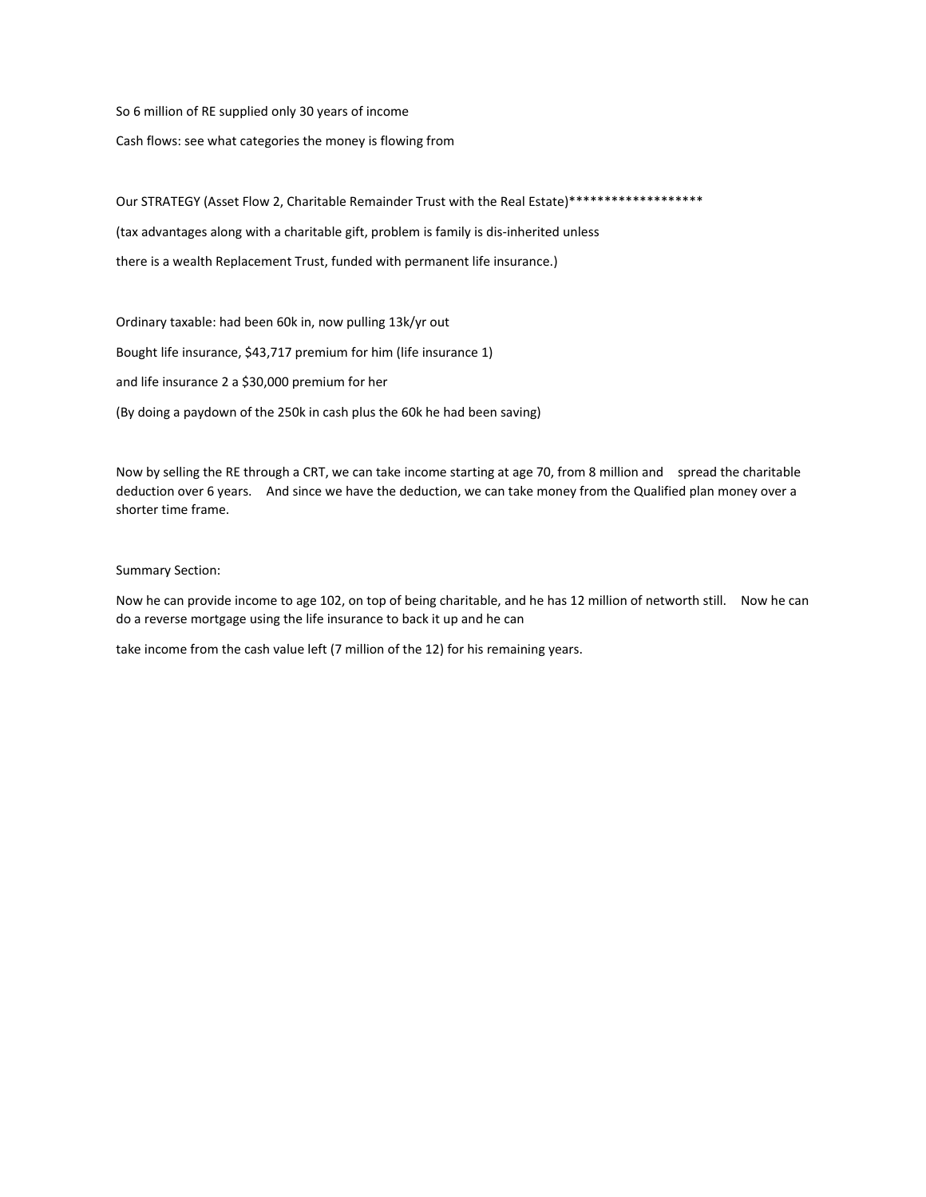So 6 million of RE supplied only 30 years of income

Cash flows: see what categories the money is flowing from

Our STRATEGY (Asset Flow 2, Charitable Remainder Trust with the Real Estate)*******************

(tax advantages along with a charitable gift, problem is family is dis-inherited unless

there is a wealth Replacement Trust, funded with permanent life insurance.)

Ordinary taxable: had been 60k in, now pulling 13k/yr out

Bought life insurance, $43,717 premium for him (life insurance 1)

and life insurance 2 a $30,000 premium for her

(By doing a paydown of the 250k in cash plus the 60k he had been saving)

Now by selling the RE through a CRT, we can take income starting at age 70, from 8 million and spread the charitable deduction over 6 years. And since we have the deduction, we can take money from the Qualified plan money over a shorter time frame.

Summary Section:

Now he can provide income to age 102, on top of being charitable, and he has 12 million of networth still. Now he can do a reverse mortgage using the life insurance to back it up and he can

take income from the cash value left (7 million of the 12) for his remaining years.